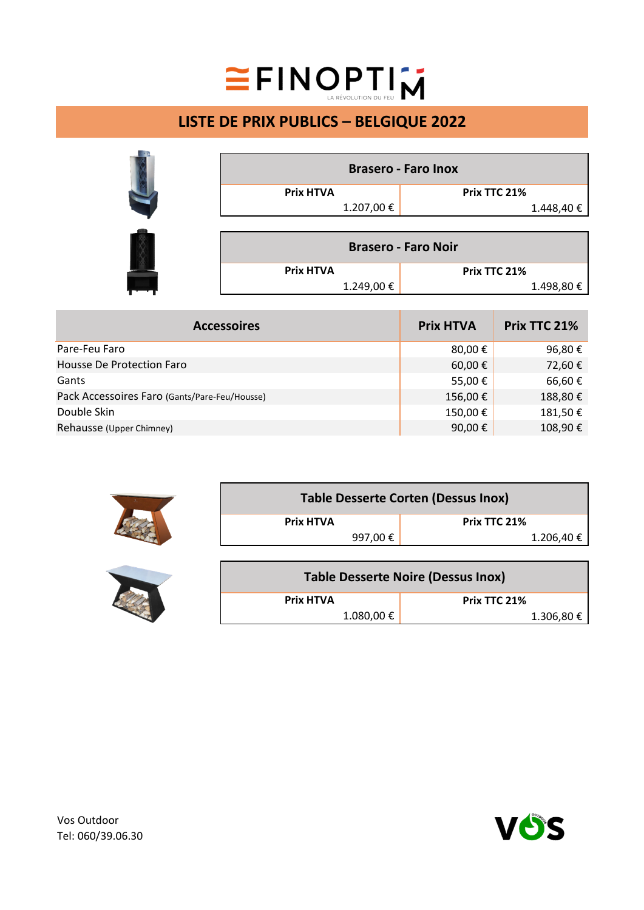# LISTE DE PRIX PUBLICS – BELGIQUE 2022

| Brasero - Faro Inox | |
|---|---|
| **Prix HTVA** | **Prix TTC 21%** |
| 1.207,00 € | 1.448,40 € |

| Brasero - Faro Noir | |
|---|---|
| **Prix HTVA** | **Prix TTC 21%** |
| 1.249,00 € | 1.498,80 € |

| Accessoires | Prix HTVA | Prix TTC 21% |
|---|---|---|
| Pare-Feu Faro | 80,00 € | 96,80 € |
| Housse De Protection Faro | 60,00 € | 72,60 € |
| Gants | 55,00 € | 66,60 € |
| Pack Accessoires Faro (Gants/Pare-Feu/Housse) | 156,00 € | 188,80 € |
| Double Skin | 150,00 € | 181,50 € |
| Rehausse (Upper Chimney) | 90,00 € | 108,90 € |

| Table Desserte Corten (Dessus Inox) | |
|---|---|
| **Prix HTVA** | **Prix TTC 21%** |
| 997,00 € | 1.206,40 € |

| Table Desserte Noire (Dessus Inox) | |
|---|---|
| **Prix HTVA** | **Prix TTC 21%** |
| 1.080,00 € | 1.306,80 € |

Vos Outdoor
Tel: 060/39.06.30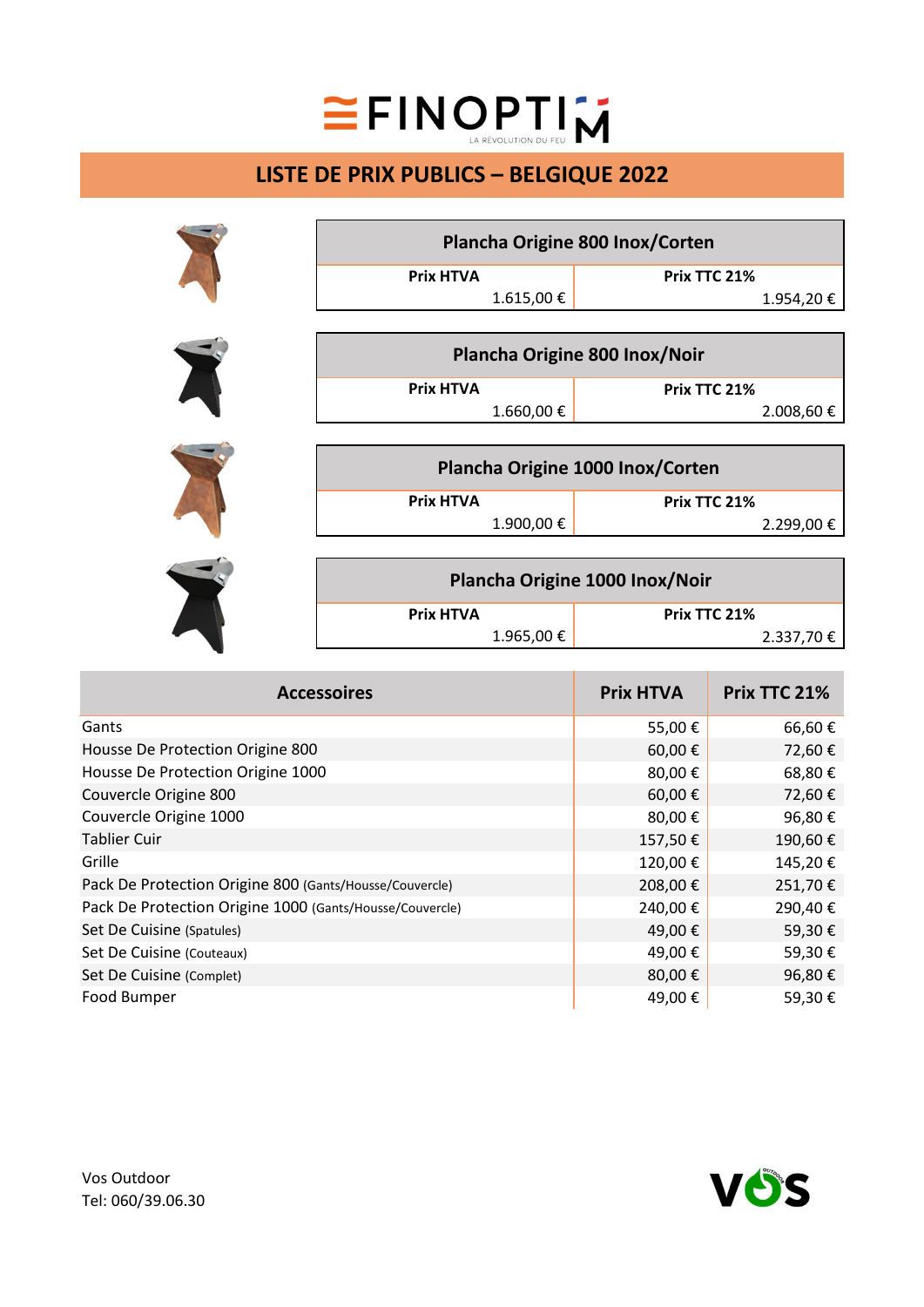# FINOPTIM

LA RÉVOLUTION DU FEU

## LISTE DE PRIX PUBLICS – BELGIQUE 2022

| Plancha Origine 800 Inox/Corten | |
|---|---|
| **Prix HTVA** | **Prix TTC 21%** |
| 1.615,00 € | 1.954,20 € |

| Plancha Origine 800 Inox/Noir | |
|---|---|
| **Prix HTVA** | **Prix TTC 21%** |
| 1.660,00 € | 2.008,60 € |

| Plancha Origine 1000 Inox/Corten | |
|---|---|
| **Prix HTVA** | **Prix TTC 21%** |
| 1.900,00 € | 2.299,00 € |

| Plancha Origine 1000 Inox/Noir | |
|---|---|
| **Prix HTVA** | **Prix TTC 21%** |
| 1.965,00 € | 2.337,70 € |

| Accessoires | Prix HTVA | Prix TTC 21% |
|---|---|---|
| Gants | 55,00 € | 66,60 € |
| Housse De Protection Origine 800 | 60,00 € | 72,60 € |
| Housse De Protection Origine 1000 | 80,00 € | 68,80 € |
| Couvercle Origine 800 | 60,00 € | 72,60 € |
| Couvercle Origine 1000 | 80,00 € | 96,80 € |
| Tablier Cuir | 157,50 € | 190,60 € |
| Grille | 120,00 € | 145,20 € |
| Pack De Protection Origine 800 (Gants/Housse/Couvercle) | 208,00 € | 251,70 € |
| Pack De Protection Origine 1000 (Gants/Housse/Couvercle) | 240,00 € | 290,40 € |
| Set De Cuisine (Spatules) | 49,00 € | 59,30 € |
| Set De Cuisine (Couteaux) | 49,00 € | 59,30 € |
| Set De Cuisine (Complet) | 80,00 € | 96,80 € |
| Food Bumper | 49,00 € | 59,30 € |

Vos Outdoor
Tel: 060/39.06.30

VOS